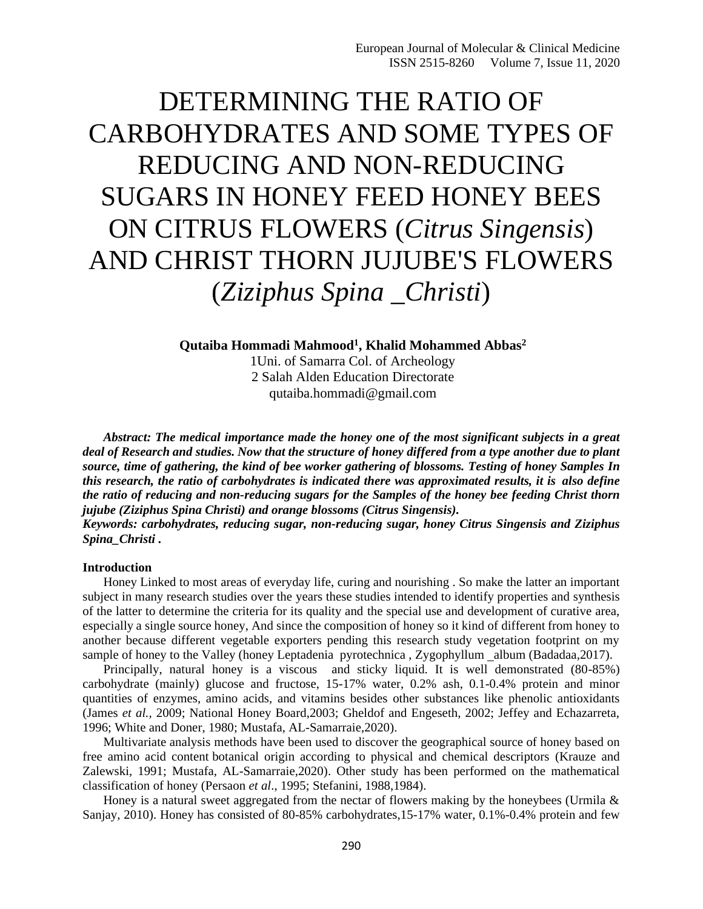# DETERMINING THE RATIO OF CARBOHYDRATES AND SOME TYPES OF REDUCING AND NON-REDUCING SUGARS IN HONEY FEED HONEY BEES ON CITRUS FLOWERS (*Citrus Singensis*) AND CHRIST THORN JUJUBE'S FLOWERS (*Ziziphus Spina _Christi*)

**Qutaiba Hommadi Mahmood[1], Khalid Mohammed Abbas[2]**

1Uni. of Samarra Col. of Archeology

2 Salah Alden Education Directorate

qutaiba.hommadi@gmail.com

***Abstract: The medical importance made the honey one of the most significant subjects in a great deal of Research and studies. Now that the structure of honey differed from a type another due to plant source, time of gathering, the kind of bee worker gathering of blossoms. Testing of honey Samples In this research, the ratio of carbohydrates is indicated there was approximated results, it is also define the ratio of reducing and non-reducing sugars for the Samples of the honey bee feeding Christ thorn jujube (Ziziphus Spina Christi) and orange blossoms (Citrus Singensis).***

***Keywords: carbohydrates, reducing sugar, non-reducing sugar, honey Citrus Singensis and Ziziphus Spina_Christi .***

**Introduction**

Honey Linked to most areas of everyday life, curing and nourishing . So make the latter an important subject in many research studies over the years these studies intended to identify properties and synthesis of the latter to determine the criteria for its quality and the special use and development of curative area, especially a single source honey, And since the composition of honey so it kind of different from honey to another because different vegetable exporters pending this research study vegetation footprint on my sample of honey to the Valley (honey Leptadenia pyrotechnica , Zygophyllum _album (Badadaa,2017).

Principally, natural honey is a viscous and sticky liquid. It is well demonstrated (80-85%) carbohydrate (mainly) glucose and fructose, 15-17% water, 0.2% ash, 0.1-0.4% protein and minor quantities of enzymes, amino acids, and vitamins besides other substances like phenolic antioxidants (James *et al.,* 2009; National Honey Board,2003; Gheldof and Engeseth, 2002; Jeffey and Echazarreta, 1996; White and Doner, 1980; Mustafa, AL-Samarraie,2020).

Multivariate analysis methods have been used to discover the geographical source of honey based on free amino acid content botanical origin according to physical and chemical descriptors (Krauze and Zalewski, 1991; Mustafa, AL-Samarraie,2020). Other study has been performed on the mathematical classification of honey (Persaon *et al*., 1995; Stefanini, 1988,1984).

Honey is a natural sweet aggregated from the nectar of flowers making by the honeybees (Urmila & Sanjay, 2010). Honey has consisted of 80-85% carbohydrates,15-17% water, 0.1%-0.4% protein and few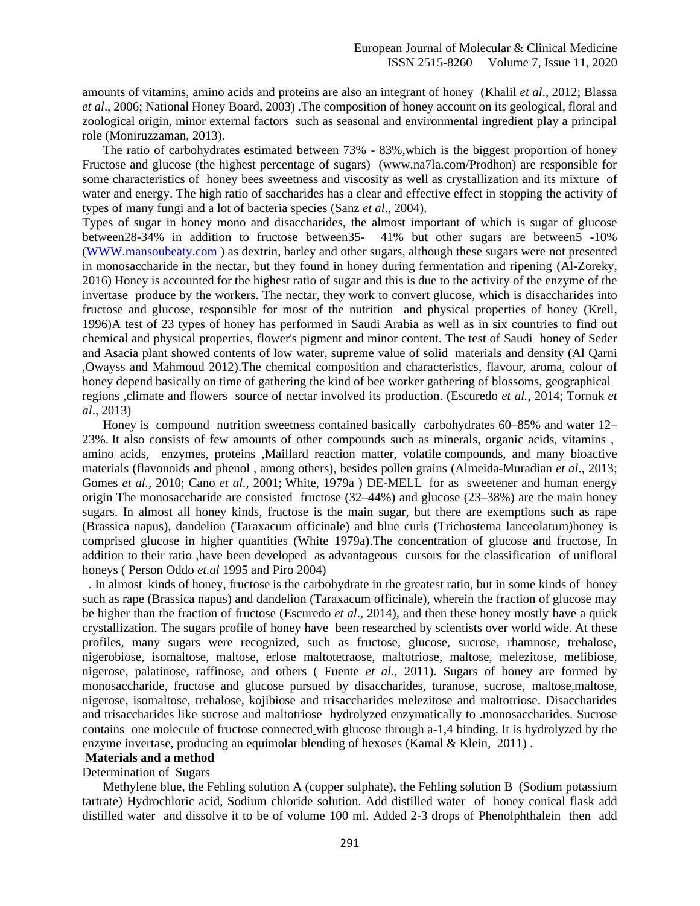amounts of vitamins, amino acids and proteins are also an integrant of honey (Khalil *et al*., 2012; Blassa *et al*., 2006; National Honey Board, 2003) .The composition of honey account on its geological, floral and zoological origin, minor external factors such as seasonal and environmental ingredient play a principal role (Moniruzzaman, 2013).

The ratio of carbohydrates estimated between 73% - 83%,which is the biggest proportion of honey Fructose and glucose (the highest percentage of sugars) (www.na7la.com/Prodhon) are responsible for some characteristics of honey bees sweetness and viscosity as well as crystallization and its mixture of water and energy. The high ratio of saccharides has a clear and effective effect in stopping the activity of types of many fungi and a lot of bacteria species (Sanz *et al*., 2004).

Types of sugar in honey mono and disaccharides, the almost important of which is sugar of glucose between28-34% in addition to fructose between35- 41% but other sugars are between5 -10% (WWW.mansoubeaty.com ) as dextrin, barley and other sugars, although these sugars were not presented in monosaccharide in the nectar, but they found in honey during fermentation and ripening (Al-Zoreky, 2016) Honey is accounted for the highest ratio of sugar and this is due to the activity of the enzyme of the invertase produce by the workers. The nectar, they work to convert glucose, which is disaccharides into fructose and glucose, responsible for most of the nutrition and physical properties of honey (Krell, 1996)A test of 23 types of honey has performed in Saudi Arabia as well as in six countries to find out chemical and physical properties, flower's pigment and minor content. The test of Saudi honey of Seder and Asacia plant showed contents of low water, supreme value of solid materials and density (Al Qarni ,Owayss and Mahmoud 2012).The chemical composition and characteristics, flavour, aroma, colour of honey depend basically on time of gathering the kind of bee worker gathering of blossoms, geographical regions ,climate and flowers source of nectar involved its production. (Escuredo *et al.*, 2014; Tornuk *et al*., 2013)

Honey is compound nutrition sweetness contained basically carbohydrates 60–85% and water 12–23%. It also consists of few amounts of other compounds such as minerals, organic acids, vitamins , amino acids, enzymes, proteins ,Maillard reaction matter, volatile compounds, and many bioactive materials (flavonoids and phenol , among others), besides pollen grains (Almeida-Muradian *et al*., 2013; Gomes *et al.,* 2010; Cano *et al.,* 2001; White, 1979a ) DE-MELL for as sweetener and human energy origin The monosaccharide are consisted fructose (32–44%) and glucose (23–38%) are the main honey sugars. In almost all honey kinds, fructose is the main sugar, but there are exemptions such as rape (Brassica napus), dandelion (Taraxacum officinale) and blue curls (Trichostema lanceolatum)honey is comprised glucose in higher quantities (White 1979a).The concentration of glucose and fructose, In addition to their ratio ,have been developed as advantageous cursors for the classification of unifloral honeys ( Person Oddo *et.al* 1995 and Piro 2004)

. In almost kinds of honey, fructose is the carbohydrate in the greatest ratio, but in some kinds of honey such as rape (Brassica napus) and dandelion (Taraxacum officinale), wherein the fraction of glucose may be higher than the fraction of fructose (Escuredo *et al*., 2014), and then these honey mostly have a quick crystallization. The sugars profile of honey have been researched by scientists over world wide. At these profiles, many sugars were recognized, such as fructose, glucose, sucrose, rhamnose, trehalose, nigerobiose, isomaltose, maltose, erlose maltotetraose, maltotriose, maltose, melezitose, melibiose, nigerose, palatinose, raffinose, and others ( Fuente *et al.,* 2011). Sugars of honey are formed by monosaccharide, fructose and glucose pursued by disaccharides, turanose, sucrose, maltose,maltose, nigerose, isomaltose, trehalose, kojibiose and trisaccharides melezitose and maltotriose. Disaccharides and trisaccharides like sucrose and maltotriose hydrolyzed enzymatically to .monosaccharides. Sucrose contains one molecule of fructose connected with glucose through a-1,4 binding. It is hydrolyzed by the enzyme invertase, producing an equimolar blending of hexoses (Kamal & Klein, 2011) .

## Materials and a method

Determination of Sugars

Methylene blue, the Fehling solution A (copper sulphate), the Fehling solution B (Sodium potassium tartrate) Hydrochloric acid, Sodium chloride solution. Add distilled water of honey conical flask add distilled water and dissolve it to be of volume 100 ml. Added 2-3 drops of Phenolphthalein then add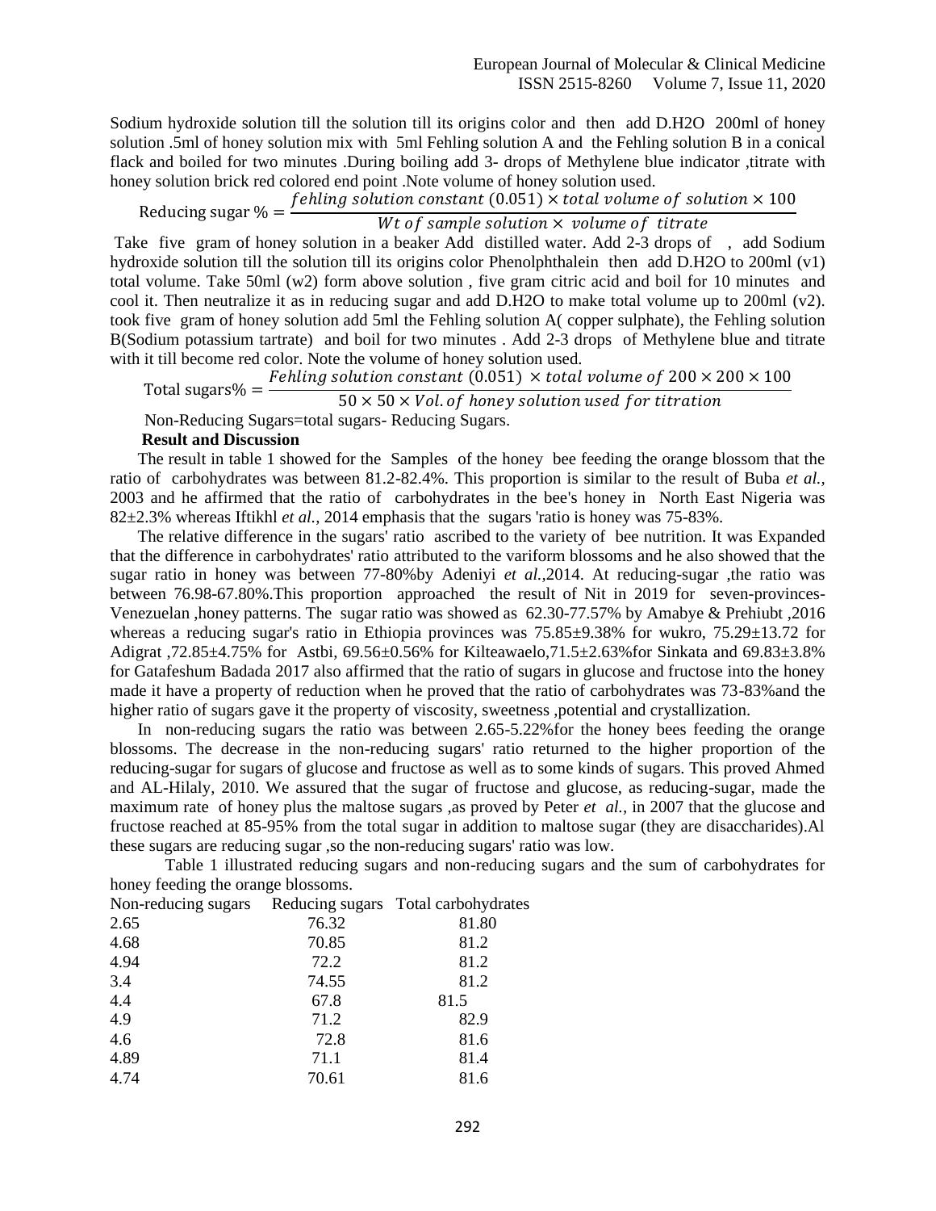Sodium hydroxide solution till the solution till its origins color and then add D.H2O 200ml of honey solution .5ml of honey solution mix with 5ml Fehling solution A and the Fehling solution B in a conical flack and boiled for two minutes .During boiling add 3- drops of Methylene blue indicator ,titrate with honey solution brick red colored end point .Note volume of honey solution used.

$$\text{Reducing sugar \%} = \frac{fehling\ solution\ constant\ (0.051) \times total\ volume\ of\ solution \times 100}{Wt\ of\ sample\ solution \times\ volume\ of\ titrate}$$

Take five gram of honey solution in a beaker Add distilled water. Add 2-3 drops of , add Sodium hydroxide solution till the solution till its origins color Phenolphthalein then add D.H2O to 200ml (v1) total volume. Take 50ml (w2) form above solution , five gram citric acid and boil for 10 minutes and cool it. Then neutralize it as in reducing sugar and add D.H2O to make total volume up to 200ml (v2). took five gram of honey solution add 5ml the Fehling solution A( copper sulphate), the Fehling solution B(Sodium potassium tartrate) and boil for two minutes . Add 2-3 drops of Methylene blue and titrate with it till become red color. Note the volume of honey solution used.

$$\text{Total sugars\%} = \frac{Fehling\ solution\ constant\ (0.051)\ \times total\ volume\ of\ 200 \times 200 \times 100}{50 \times 50 \times Vol.of\ honey\ solution\ used\ for\ titration}$$

Non-Reducing Sugars=total sugars- Reducing Sugars.

**Result and Discussion**

The result in table 1 showed for the Samples of the honey bee feeding the orange blossom that the ratio of carbohydrates was between 81.2-82.4%. This proportion is similar to the result of Buba *et al.,* 2003 and he affirmed that the ratio of carbohydrates in the bee's honey in North East Nigeria was 82±2.3% whereas Iftikhl *et al.,* 2014 emphasis that the sugars 'ratio is honey was 75-83%.

The relative difference in the sugars' ratio ascribed to the variety of bee nutrition. It was Expanded that the difference in carbohydrates' ratio attributed to the variform blossoms and he also showed that the sugar ratio in honey was between 77-80%by Adeniyi *et al.,*2014. At reducing-sugar ,the ratio was between 76.98-67.80%.This proportion approached the result of Nit in 2019 for seven-provinces-Venezuelan ,honey patterns. The sugar ratio was showed as 62.30-77.57% by Amabye & Prehiubt ,2016 whereas a reducing sugar's ratio in Ethiopia provinces was 75.85±9.38% for wukro, 75.29±13.72 for Adigrat ,72.85±4.75% for Astbi, 69.56±0.56% for Kilteawaelo,71.5±2.63%for Sinkata and 69.83±3.8% for Gatafeshum Badada 2017 also affirmed that the ratio of sugars in glucose and fructose into the honey made it have a property of reduction when he proved that the ratio of carbohydrates was 73-83%and the higher ratio of sugars gave it the property of viscosity, sweetness ,potential and crystallization.

In non-reducing sugars the ratio was between 2.65-5.22%for the honey bees feeding the orange blossoms. The decrease in the non-reducing sugars' ratio returned to the higher proportion of the reducing-sugar for sugars of glucose and fructose as well as to some kinds of sugars. This proved Ahmed and AL-Hilaly, 2010. We assured that the sugar of fructose and glucose, as reducing-sugar, made the maximum rate of honey plus the maltose sugars ,as proved by Peter *et al.,* in 2007 that the glucose and fructose reached at 85-95% from the total sugar in addition to maltose sugar (they are disaccharides).Al these sugars are reducing sugar ,so the non-reducing sugars' ratio was low.

Table 1 illustrated reducing sugars and non-reducing sugars and the sum of carbohydrates for honey feeding the orange blossoms.

| Non-reducing sugars | Reducing sugars | Total carbohydrates |
|---|---|---|
| 2.65 | 76.32 | 81.80 |
| 4.68 | 70.85 | 81.2 |
| 4.94 | 72.2 | 81.2 |
| 3.4 | 74.55 | 81.2 |
| 4.4 | 67.8 | 81.5 |
| 4.9 | 71.2 | 82.9 |
| 4.6 | 72.8 | 81.6 |
| 4.89 | 71.1 | 81.4 |
| 4.74 | 70.61 | 81.6 |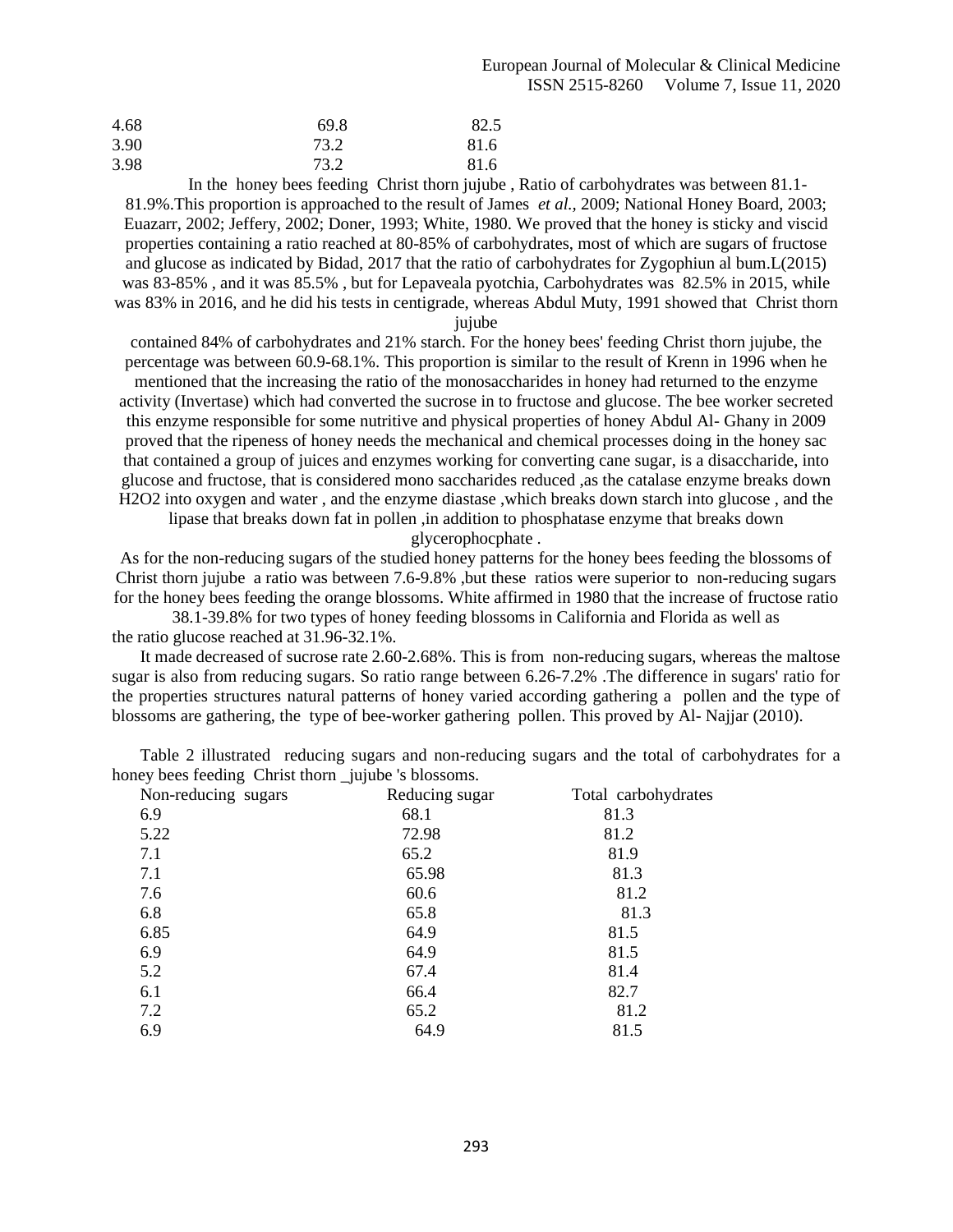| | | |
|---|---|---|
| 4.68 | 69.8 | 82.5 |
| 3.90 | 73.2 | 81.6 |
| 3.98 | 73.2 | 81.6 |

In the honey bees feeding Christ thorn jujube , Ratio of carbohydrates was between 81.1-81.9%.This proportion is approached to the result of James *et al.,* 2009; National Honey Board, 2003; Euazarr, 2002; Jeffery, 2002; Doner, 1993; White, 1980. We proved that the honey is sticky and viscid properties containing a ratio reached at 80-85% of carbohydrates, most of which are sugars of fructose and glucose as indicated by Bidad, 2017 that the ratio of carbohydrates for Zygophiun al bum.L(2015) was 83-85% , and it was 85.5% , but for Lepaveala pyotchia, Carbohydrates was 82.5% in 2015, while was 83% in 2016, and he did his tests in centigrade, whereas Abdul Muty, 1991 showed that Christ thorn jujube

contained 84% of carbohydrates and 21% starch. For the honey bees' feeding Christ thorn jujube, the percentage was between 60.9-68.1%. This proportion is similar to the result of Krenn in 1996 when he mentioned that the increasing the ratio of the monosaccharides in honey had returned to the enzyme activity (Invertase) which had converted the sucrose in to fructose and glucose. The bee worker secreted this enzyme responsible for some nutritive and physical properties of honey Abdul Al- Ghany in 2009 proved that the ripeness of honey needs the mechanical and chemical processes doing in the honey sac that contained a group of juices and enzymes working for converting cane sugar, is a disaccharide, into glucose and fructose, that is considered mono saccharides reduced ,as the catalase enzyme breaks down H2O2 into oxygen and water , and the enzyme diastase ,which breaks down starch into glucose , and the lipase that breaks down fat in pollen ,in addition to phosphatase enzyme that breaks down glycerophocphate .

As for the non-reducing sugars of the studied honey patterns for the honey bees feeding the blossoms of Christ thorn jujube a ratio was between 7.6-9.8% ,but these ratios were superior to non-reducing sugars for the honey bees feeding the orange blossoms. White affirmed in 1980 that the increase of fructose ratio 38.1-39.8% for two types of honey feeding blossoms in California and Florida as well as the ratio glucose reached at 31.96-32.1%.

It made decreased of sucrose rate 2.60-2.68%. This is from non-reducing sugars, whereas the maltose sugar is also from reducing sugars. So ratio range between 6.26-7.2% .The difference in sugars' ratio for the properties structures natural patterns of honey varied according gathering a pollen and the type of blossoms are gathering, the type of bee-worker gathering pollen. This proved by Al- Najjar (2010).

Table 2 illustrated reducing sugars and non-reducing sugars and the total of carbohydrates for a honey bees feeding Christ thorn _jujube 's blossoms.

| Non-reducing sugars | Reducing sugar | Total carbohydrates |
|---|---|---|
| 6.9 | 68.1 | 81.3 |
| 5.22 | 72.98 | 81.2 |
| 7.1 | 65.2 | 81.9 |
| 7.1 | 65.98 | 81.3 |
| 7.6 | 60.6 | 81.2 |
| 6.8 | 65.8 | 81.3 |
| 6.85 | 64.9 | 81.5 |
| 6.9 | 64.9 | 81.5 |
| 5.2 | 67.4 | 81.4 |
| 6.1 | 66.4 | 82.7 |
| 7.2 | 65.2 | 81.2 |
| 6.9 | 64.9 | 81.5 |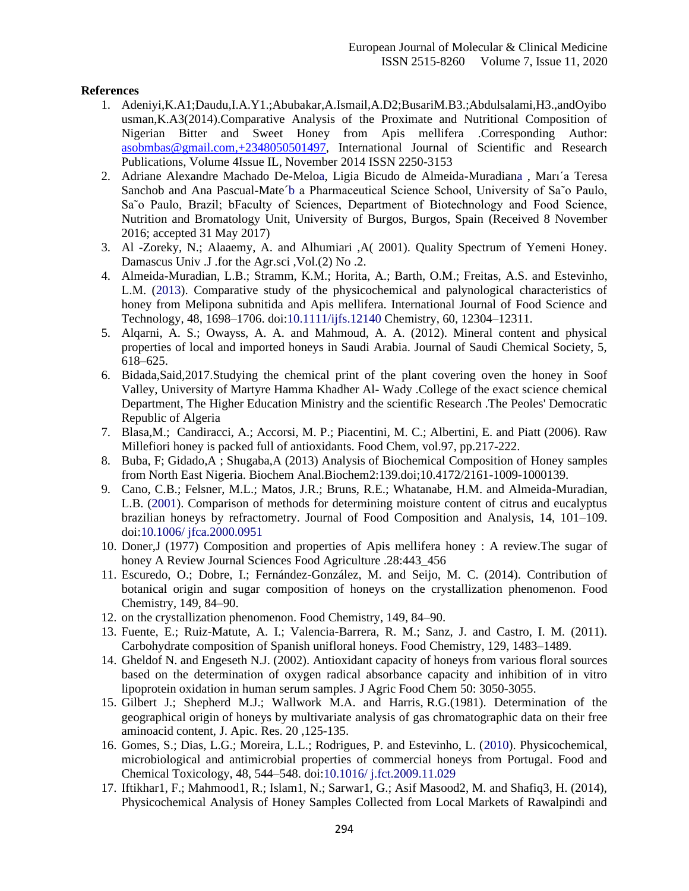**References**

1. Adeniyi,K.A1;Daudu,I.A.Y1.;Abubakar,A.Ismail,A.D2;BusariM.B3.;Abdulsalami,H3.,andOyibo usman,K.A3(2014).Comparative Analysis of the Proximate and Nutritional Composition of Nigerian Bitter and Sweet Honey from Apis mellifera .Corresponding Author: asobmbas@gmail.com,+2348050501497, International Journal of Scientific and Research Publications, Volume 4Issue IL, November 2014 ISSN 2250-3153
2. Adriane Alexandre Machado De-Meloa, Ligia Bicudo de Almeida-Muradiana , Marı´a Teresa Sanchob and Ana Pascual-Mate´b a Pharmaceutical Science School, University of Sa˜o Paulo, Sa˜o Paulo, Brazil; bFaculty of Sciences, Department of Biotechnology and Food Science, Nutrition and Bromatology Unit, University of Burgos, Burgos, Spain (Received 8 November 2016; accepted 31 May 2017)
3. Al -Zoreky, N.; Alaaemy, A. and Alhumiari ,A( 2001). Quality Spectrum of Yemeni Honey. Damascus Univ .J .for the Agr.sci ,Vol.(2) No .2.
4. Almeida-Muradian, L.B.; Stramm, K.M.; Horita, A.; Barth, O.M.; Freitas, A.S. and Estevinho, L.M. (2013). Comparative study of the physicochemical and palynological characteristics of honey from Melipona subnitida and Apis mellifera. International Journal of Food Science and Technology, 48, 1698–1706. doi:10.1111/ijfs.12140 Chemistry, 60, 12304–12311.
5. Alqarni, A. S.; Owayss, A. A. and Mahmoud, A. A. (2012). Mineral content and physical properties of local and imported honeys in Saudi Arabia. Journal of Saudi Chemical Society, 5, 618–625.
6. Bidada,Said,2017.Studying the chemical print of the plant covering oven the honey in Soof Valley, University of Martyre Hamma Khadher Al- Wady .College of the exact science chemical Department, The Higher Education Ministry and the scientific Research .The Peoles' Democratic Republic of Algeria
7. Blasa,M.; Candiracci, A.; Accorsi, M. P.; Piacentini, M. C.; Albertini, E. and Piatt (2006). Raw Millefiori honey is packed full of antioxidants. Food Chem, vol.97, pp.217-222.
8. Buba, F; Gidado,A ; Shugaba,A (2013) Analysis of Biochemical Composition of Honey samples from North East Nigeria. Biochem Anal.Biochem2:139.doi;10.4172/2161-1009-1000139.
9. Cano, C.B.; Felsner, M.L.; Matos, J.R.; Bruns, R.E.; Whatanabe, H.M. and Almeida-Muradian, L.B. (2001). Comparison of methods for determining moisture content of citrus and eucalyptus brazilian honeys by refractometry. Journal of Food Composition and Analysis, 14, 101–109. doi:10.1006/ jfca.2000.0951
10. Doner,J (1977) Composition and properties of Apis mellifera honey : A review.The sugar of honey A Review Journal Sciences Food Agriculture .28:443_456
11. Escuredo, O.; Dobre, I.; Fernández-González, M. and Seijo, M. C. (2014). Contribution of botanical origin and sugar composition of honeys on the crystallization phenomenon. Food Chemistry, 149, 84–90.
12. on the crystallization phenomenon. Food Chemistry, 149, 84–90.
13. Fuente, E.; Ruiz-Matute, A. I.; Valencia-Barrera, R. M.; Sanz, J. and Castro, I. M. (2011). Carbohydrate composition of Spanish unifloral honeys. Food Chemistry, 129, 1483–1489.
14. Gheldof N. and Engeseth N.J. (2002). Antioxidant capacity of honeys from various floral sources based on the determination of oxygen radical absorbance capacity and inhibition of in vitro lipoprotein oxidation in human serum samples. J Agric Food Chem 50: 3050-3055.
15. Gilbert J.; Shepherd M.J.; Wallwork M.A. and Harris, R.G.(1981). Determination of the geographical origin of honeys by multivariate analysis of gas chromatographic data on their free aminoacid content, J. Apic. Res. 20 ,125-135.
16. Gomes, S.; Dias, L.G.; Moreira, L.L.; Rodrigues, P. and Estevinho, L. (2010). Physicochemical, microbiological and antimicrobial properties of commercial honeys from Portugal. Food and Chemical Toxicology, 48, 544–548. doi:10.1016/ j.fct.2009.11.029
17. Iftikhar1, F.; Mahmood1, R.; Islam1, N.; Sarwar1, G.; Asif Masood2, M. and Shafiq3, H. (2014), Physicochemical Analysis of Honey Samples Collected from Local Markets of Rawalpindi and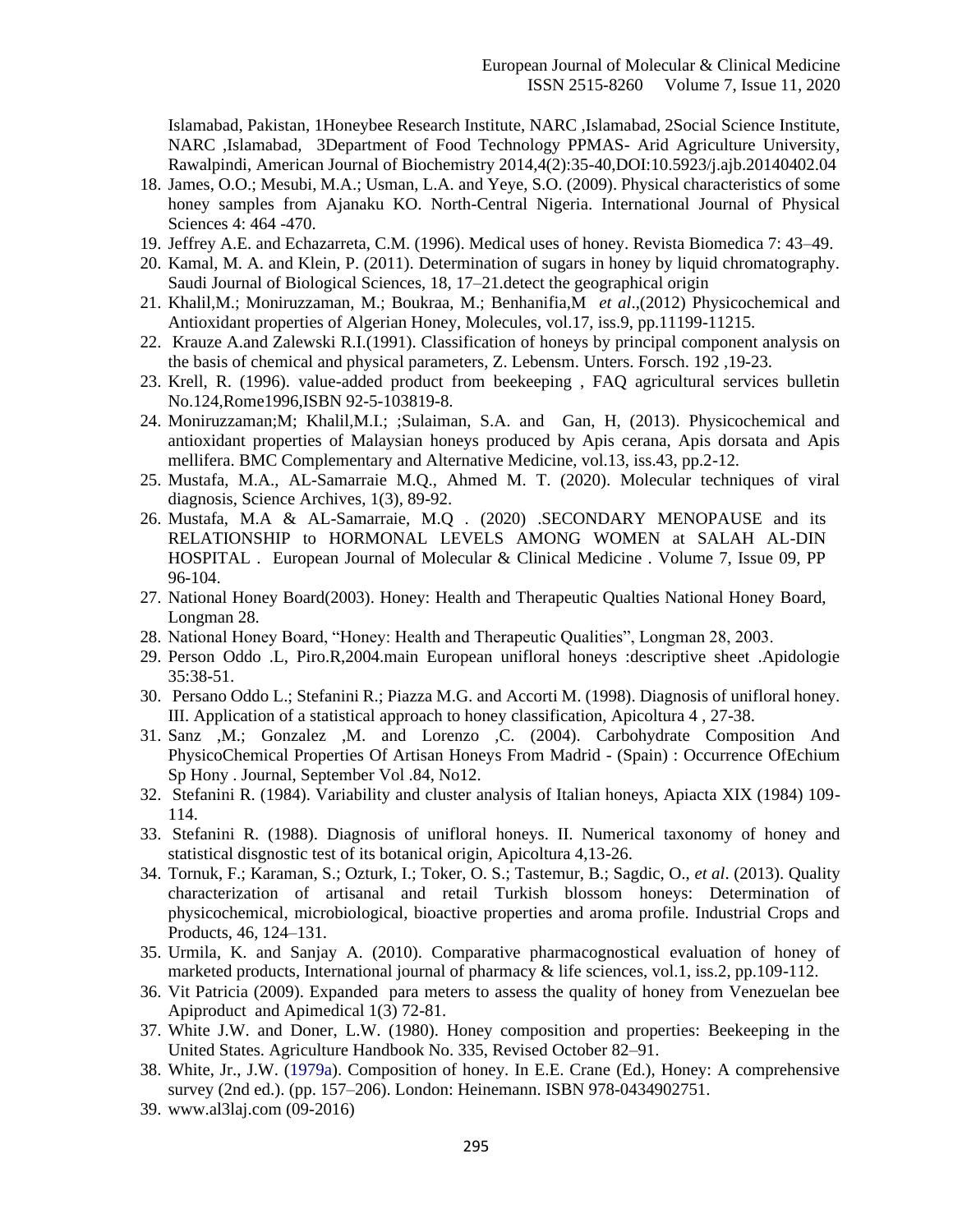Islamabad, Pakistan, 1Honeybee Research Institute, NARC ,Islamabad, 2Social Science Institute, NARC ,Islamabad, 3Department of Food Technology PPMAS- Arid Agriculture University, Rawalpindi, American Journal of Biochemistry 2014,4(2):35-40,DOI:10.5923/j.ajb.20140402.04

18. James, O.O.; Mesubi, M.A.; Usman, L.A. and Yeye, S.O. (2009). Physical characteristics of some honey samples from Ajanaku KO. North-Central Nigeria. International Journal of Physical Sciences 4: 464 -470.
19. Jeffrey A.E. and Echazarreta, C.M. (1996). Medical uses of honey. Revista Biomedica 7: 43–49.
20. Kamal, M. A. and Klein, P. (2011). Determination of sugars in honey by liquid chromatography. Saudi Journal of Biological Sciences, 18, 17–21.detect the geographical origin
21. Khalil,M.; Moniruzzaman, M.; Boukraa, M.; Benhanifia,M *et al*.,(2012) Physicochemical and Antioxidant properties of Algerian Honey, Molecules, vol.17, iss.9, pp.11199-11215.
22. Krauze A.and Zalewski R.I.(1991). Classification of honeys by principal component analysis on the basis of chemical and physical parameters, Z. Lebensm. Unters. Forsch. 192 ,19-23.
23. Krell, R. (1996). value-added product from beekeeping , FAQ agricultural services bulletin No.124,Rome1996,ISBN 92-5-103819-8.
24. Moniruzzaman;M; Khalil,M.I.; ;Sulaiman, S.A. and Gan, H, (2013). Physicochemical and antioxidant properties of Malaysian honeys produced by Apis cerana, Apis dorsata and Apis mellifera. BMC Complementary and Alternative Medicine, vol.13, iss.43, pp.2-12.
25. Mustafa, M.A., AL-Samarraie M.Q., Ahmed M. T. (2020). Molecular techniques of viral diagnosis, Science Archives, 1(3), 89-92.
26. Mustafa, M.A & AL-Samarraie, M.Q . (2020) .SECONDARY MENOPAUSE and its RELATIONSHIP to HORMONAL LEVELS AMONG WOMEN at SALAH AL-DIN HOSPITAL . European Journal of Molecular & Clinical Medicine . Volume 7, Issue 09, PP 96-104.
27. National Honey Board(2003). Honey: Health and Therapeutic Qualties National Honey Board, Longman 28.
28. National Honey Board, "Honey: Health and Therapeutic Qualities", Longman 28, 2003.
29. Person Oddo .L, Piro.R,2004.main European unifloral honeys :descriptive sheet .Apidologie 35:38-51.
30. Persano Oddo L.; Stefanini R.; Piazza M.G. and Accorti M. (1998). Diagnosis of unifloral honey. III. Application of a statistical approach to honey classification, Apicoltura 4 , 27-38.
31. Sanz ,M.; Gonzalez ,M. and Lorenzo ,C. (2004). Carbohydrate Composition And PhysicoChemical Properties Of Artisan Honeys From Madrid - (Spain) : Occurrence OfEchium Sp Hony . Journal, September Vol .84, No12.
32. Stefanini R. (1984). Variability and cluster analysis of Italian honeys, Apiacta XIX (1984) 109-114.
33. Stefanini R. (1988). Diagnosis of unifloral honeys. II. Numerical taxonomy of honey and statistical disgnostic test of its botanical origin, Apicoltura 4,13-26.
34. Tornuk, F.; Karaman, S.; Ozturk, I.; Toker, O. S.; Tastemur, B.; Sagdic, O., *et al*. (2013). Quality characterization of artisanal and retail Turkish blossom honeys: Determination of physicochemical, microbiological, bioactive properties and aroma profile. Industrial Crops and Products, 46, 124–131.
35. Urmila, K. and Sanjay A. (2010). Comparative pharmacognostical evaluation of honey of marketed products, International journal of pharmacy & life sciences, vol.1, iss.2, pp.109-112.
36. Vit Patricia (2009). Expanded para meters to assess the quality of honey from Venezuelan bee Apiproduct and Apimedical 1(3) 72-81.
37. White J.W. and Doner, L.W. (1980). Honey composition and properties: Beekeeping in the United States. Agriculture Handbook No. 335, Revised October 82–91.
38. White, Jr., J.W. (1979a). Composition of honey. In E.E. Crane (Ed.), Honey: A comprehensive survey (2nd ed.). (pp. 157–206). London: Heinemann. ISBN 978-0434902751.
39. www.al3laj.com (09-2016)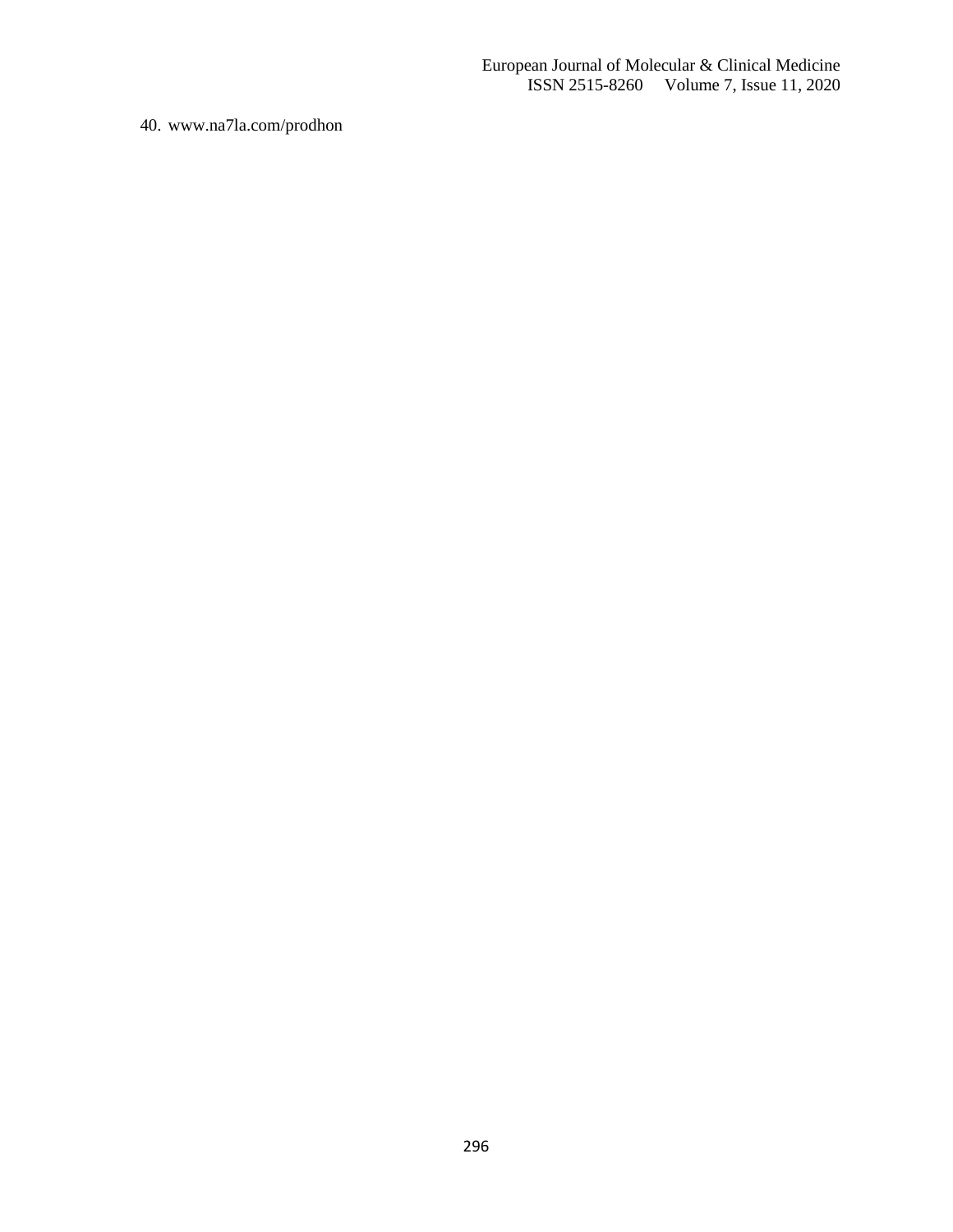40. www.na7la.com/prodhon